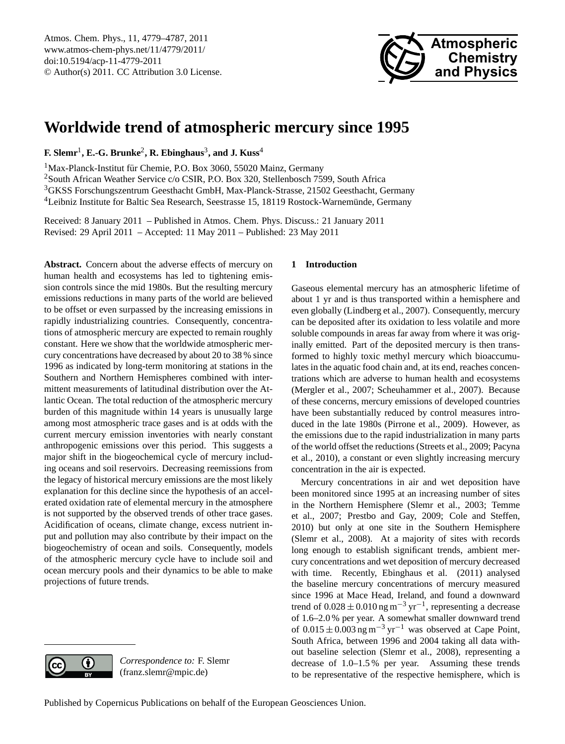# Worldwide trend of atmospheric mercury since 1995

**F. Slemr[1], E.-G. Brunke[2], R. Ebinghaus[3], and J. Kuss[4]**

[1]Max-Planck-Institut für Chemie, P.O. Box 3060, 55020 Mainz, Germany
[2]South African Weather Service c/o CSIR, P.O. Box 320, Stellenbosch 7599, South Africa
[3]GKSS Forschungszentrum Geesthacht GmbH, Max-Planck-Strasse, 21502 Geesthacht, Germany
[4]Leibniz Institute for Baltic Sea Research, Seestrasse 15, 18119 Rostock-Warnemünde, Germany

Received: 8 January 2011 – Published in Atmos. Chem. Phys. Discuss.: 21 January 2011
Revised: 29 April 2011 – Accepted: 11 May 2011 – Published: 23 May 2011

**Abstract.** Concern about the adverse effects of mercury on human health and ecosystems has led to tightening emission controls since the mid 1980s. But the resulting mercury emissions reductions in many parts of the world are believed to be offset or even surpassed by the increasing emissions in rapidly industrializing countries. Consequently, concentrations of atmospheric mercury are expected to remain roughly constant. Here we show that the worldwide atmospheric mercury concentrations have decreased by about 20 to 38 % since 1996 as indicated by long-term monitoring at stations in the Southern and Northern Hemispheres combined with intermittent measurements of latitudinal distribution over the Atlantic Ocean. The total reduction of the atmospheric mercury burden of this magnitude within 14 years is unusually large among most atmospheric trace gases and is at odds with the current mercury emission inventories with nearly constant anthropogenic emissions over this period. This suggests a major shift in the biogeochemical cycle of mercury including oceans and soil reservoirs. Decreasing reemissions from the legacy of historical mercury emissions are the most likely explanation for this decline since the hypothesis of an accelerated oxidation rate of elemental mercury in the atmosphere is not supported by the observed trends of other trace gases. Acidification of oceans, climate change, excess nutrient input and pollution may also contribute by their impact on the biogeochemistry of ocean and soils. Consequently, models of the atmospheric mercury cycle have to include soil and ocean mercury pools and their dynamics to be able to make projections of future trends.

*Correspondence to:* F. Slemr (franz.slemr@mpic.de)

## 1 Introduction

Gaseous elemental mercury has an atmospheric lifetime of about 1 yr and is thus transported within a hemisphere and even globally (Lindberg et al., 2007). Consequently, mercury can be deposited after its oxidation to less volatile and more soluble compounds in areas far away from where it was originally emitted. Part of the deposited mercury is then transformed to highly toxic methyl mercury which bioaccumulates in the aquatic food chain and, at its end, reaches concentrations which are adverse to human health and ecosystems (Mergler et al., 2007; Scheuhammer et al., 2007). Because of these concerns, mercury emissions of developed countries have been substantially reduced by control measures introduced in the late 1980s (Pirrone et al., 2009). However, as the emissions due to the rapid industrialization in many parts of the world offset the reductions (Streets et al., 2009; Pacyna et al., 2010), a constant or even slightly increasing mercury concentration in the air is expected.

Mercury concentrations in air and wet deposition have been monitored since 1995 at an increasing number of sites in the Northern Hemisphere (Slemr et al., 2003; Temme et al., 2007; Prestbo and Gay, 2009; Cole and Steffen, 2010) but only at one site in the Southern Hemisphere (Slemr et al., 2008). At a majority of sites with records long enough to establish significant trends, ambient mercury concentrations and wet deposition of mercury decreased with time. Recently, Ebinghaus et al. (2011) analysed the baseline mercury concentrations of mercury measured since 1996 at Mace Head, Ireland, and found a downward trend of $0.028 \pm 0.010\,\mathrm{ng\,m^{-3}\,yr^{-1}}$, representing a decrease of 1.6–2.0 % per year. A somewhat smaller downward trend of $0.015 \pm 0.003\,\mathrm{ng\,m^{-3}\,yr^{-1}}$ was observed at Cape Point, South Africa, between 1996 and 2004 taking all data without baseline selection (Slemr et al., 2008), representing a decrease of 1.0–1.5 % per year. Assuming these trends to be representative of the respective hemisphere, which is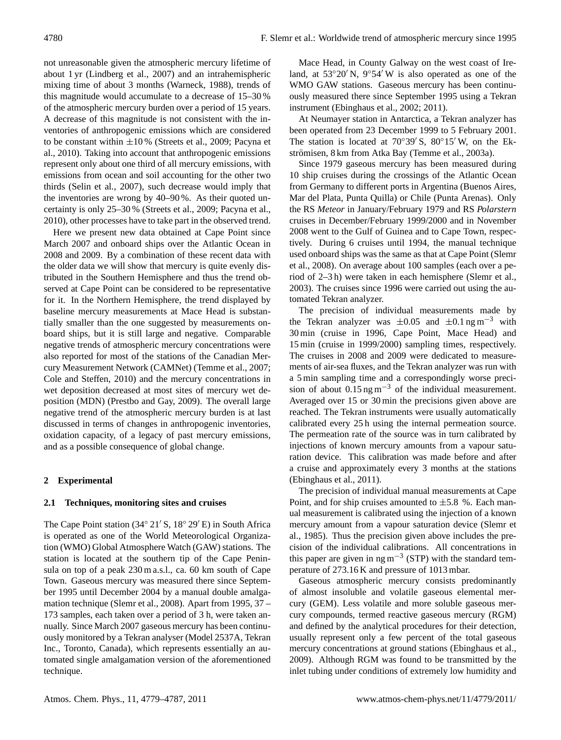not unreasonable given the atmospheric mercury lifetime of about 1 yr (Lindberg et al., 2007) and an intrahemispheric mixing time of about 3 months (Warneck, 1988), trends of this magnitude would accumulate to a decrease of 15–30 % of the atmospheric mercury burden over a period of 15 years. A decrease of this magnitude is not consistent with the inventories of anthropogenic emissions which are considered to be constant within ±10 % (Streets et al., 2009; Pacyna et al., 2010). Taking into account that anthropogenic emissions represent only about one third of all mercury emissions, with emissions from ocean and soil accounting for the other two thirds (Selin et al., 2007), such decrease would imply that the inventories are wrong by 40–90 %. As their quoted uncertainty is only 25–30 % (Streets et al., 2009; Pacyna et al., 2010), other processes have to take part in the observed trend.

Here we present new data obtained at Cape Point since March 2007 and onboard ships over the Atlantic Ocean in 2008 and 2009. By a combination of these recent data with the older data we will show that mercury is quite evenly distributed in the Southern Hemisphere and thus the trend observed at Cape Point can be considered to be representative for it. In the Northern Hemisphere, the trend displayed by baseline mercury measurements at Mace Head is substantially smaller than the one suggested by measurements onboard ships, but it is still large and negative. Comparable negative trends of atmospheric mercury concentrations were also reported for most of the stations of the Canadian Mercury Measurement Network (CAMNet) (Temme et al., 2007; Cole and Steffen, 2010) and the mercury concentrations in wet deposition decreased at most sites of mercury wet deposition (MDN) (Prestbo and Gay, 2009). The overall large negative trend of the atmospheric mercury burden is at last discussed in terms of changes in anthropogenic inventories, oxidation capacity, of a legacy of past mercury emissions, and as a possible consequence of global change.

## 2 Experimental

### 2.1 Techniques, monitoring sites and cruises

The Cape Point station (34° 21′ S, 18° 29′ E) in South Africa is operated as one of the World Meteorological Organization (WMO) Global Atmosphere Watch (GAW) stations. The station is located at the southern tip of the Cape Peninsula on top of a peak 230 m a.s.l., ca. 60 km south of Cape Town. Gaseous mercury was measured there since September 1995 until December 2004 by a manual double amalgamation technique (Slemr et al., 2008). Apart from 1995, 37 – 173 samples, each taken over a period of 3 h, were taken annually. Since March 2007 gaseous mercury has been continuously monitored by a Tekran analyser (Model 2537A, Tekran Inc., Toronto, Canada), which represents essentially an automated single amalgamation version of the aforementioned technique.

Mace Head, in County Galway on the west coast of Ireland, at 53°20′ N, 9°54′ W is also operated as one of the WMO GAW stations. Gaseous mercury has been continuously measured there since September 1995 using a Tekran instrument (Ebinghaus et al., 2002; 2011).

At Neumayer station in Antarctica, a Tekran analyzer has been operated from 23 December 1999 to 5 February 2001. The station is located at 70°39′ S, 80°15′ W, on the Ekströmisen, 8 km from Atka Bay (Temme et al., 2003a).

Since 1979 gaseous mercury has been measured during 10 ship cruises during the crossings of the Atlantic Ocean from Germany to different ports in Argentina (Buenos Aires, Mar del Plata, Punta Quilla) or Chile (Punta Arenas). Only the RS *Meteor* in January/February 1979 and RS *Polarstern* cruises in December/February 1999/2000 and in November 2008 went to the Gulf of Guinea and to Cape Town, respectively. During 6 cruises until 1994, the manual technique used onboard ships was the same as that at Cape Point (Slemr et al., 2008). On average about 100 samples (each over a period of 2–3 h) were taken in each hemisphere (Slemr et al., 2003). The cruises since 1996 were carried out using the automated Tekran analyzer.

The precision of individual measurements made by the Tekran analyzer was ±0.05 and ±0.1 ng m$^{-3}$ with 30 min (cruise in 1996, Cape Point, Mace Head) and 15 min (cruise in 1999/2000) sampling times, respectively. The cruises in 2008 and 2009 were dedicated to measurements of air-sea fluxes, and the Tekran analyzer was run with a 5 min sampling time and a correspondingly worse precision of about 0.15 ng m$^{-3}$ of the individual measurement. Averaged over 15 or 30 min the precisions given above are reached. The Tekran instruments were usually automatically calibrated every 25 h using the internal permeation source. The permeation rate of the source was in turn calibrated by injections of known mercury amounts from a vapour saturation device. This calibration was made before and after a cruise and approximately every 3 months at the stations (Ebinghaus et al., 2011).

The precision of individual manual measurements at Cape Point, and for ship cruises amounted to ±5.8 %. Each manual measurement is calibrated using the injection of a known mercury amount from a vapour saturation device (Slemr et al., 1985). Thus the precision given above includes the precision of the individual calibrations. All concentrations in this paper are given in ng m$^{-3}$ (STP) with the standard temperature of 273.16 K and pressure of 1013 mbar.

Gaseous atmospheric mercury consists predominantly of almost insoluble and volatile gaseous elemental mercury (GEM). Less volatile and more soluble gaseous mercury compounds, termed reactive gaseous mercury (RGM) and defined by the analytical procedures for their detection, usually represent only a few percent of the total gaseous mercury concentrations at ground stations (Ebinghaus et al., 2009). Although RGM was found to be transmitted by the inlet tubing under conditions of extremely low humidity and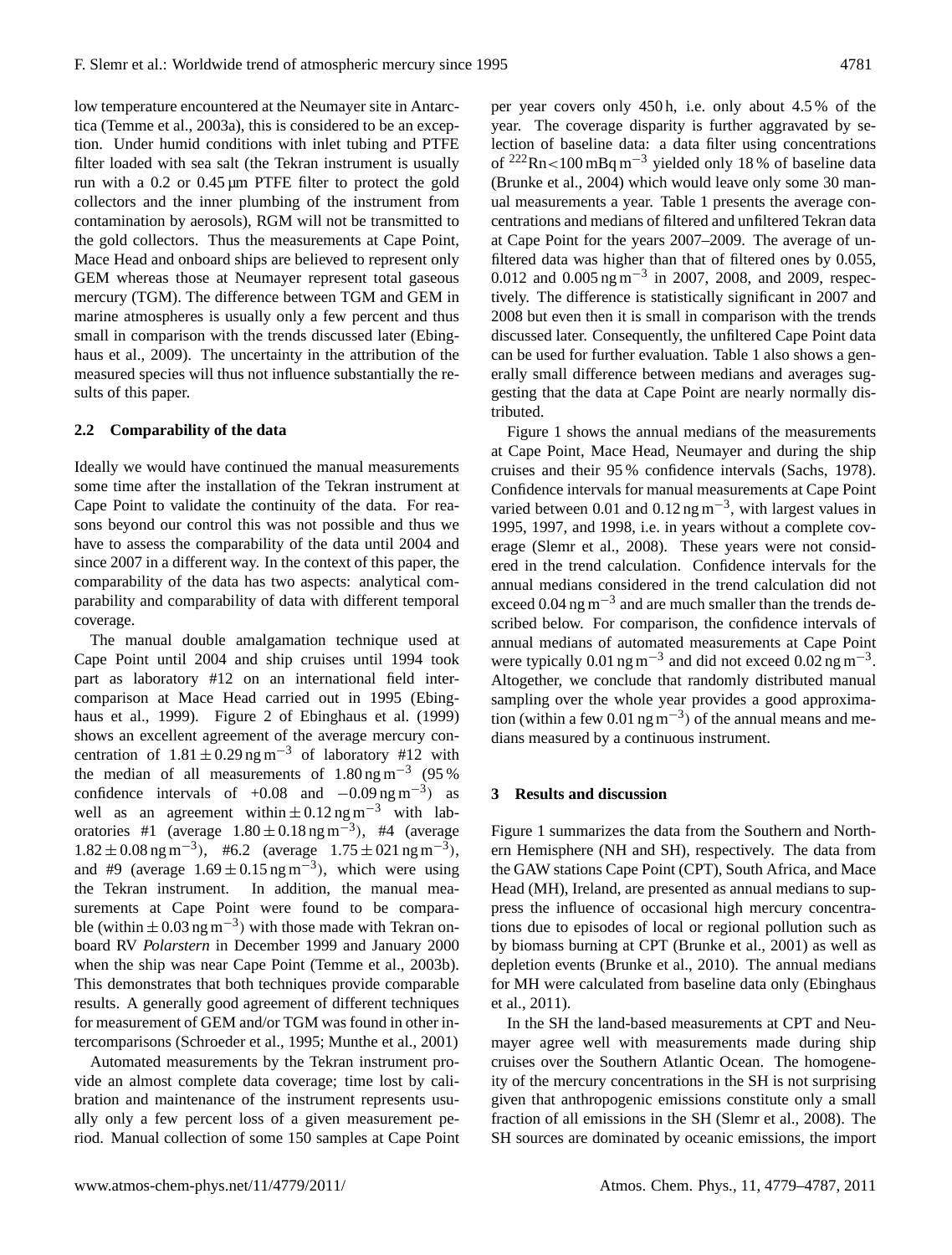low temperature encountered at the Neumayer site in Antarctica (Temme et al., 2003a), this is considered to be an exception. Under humid conditions with inlet tubing and PTFE filter loaded with sea salt (the Tekran instrument is usually run with a 0.2 or 0.45 µm PTFE filter to protect the gold collectors and the inner plumbing of the instrument from contamination by aerosols), RGM will not be transmitted to the gold collectors. Thus the measurements at Cape Point, Mace Head and onboard ships are believed to represent only GEM whereas those at Neumayer represent total gaseous mercury (TGM). The difference between TGM and GEM in marine atmospheres is usually only a few percent and thus small in comparison with the trends discussed later (Ebinghaus et al., 2009). The uncertainty in the attribution of the measured species will thus not influence substantially the results of this paper.

### 2.2 Comparability of the data

Ideally we would have continued the manual measurements some time after the installation of the Tekran instrument at Cape Point to validate the continuity of the data. For reasons beyond our control this was not possible and thus we have to assess the comparability of the data until 2004 and since 2007 in a different way. In the context of this paper, the comparability of the data has two aspects: analytical comparability and comparability of data with different temporal coverage.

The manual double amalgamation technique used at Cape Point until 2004 and ship cruises until 1994 took part as laboratory #12 on an international field intercomparison at Mace Head carried out in 1995 (Ebinghaus et al., 1999). Figure 2 of Ebinghaus et al. (1999) shows an excellent agreement of the average mercury concentration of $1.81 \pm 0.29\,\mathrm{ng\,m^{-3}}$ of laboratory #12 with the median of all measurements of $1.80\,\mathrm{ng\,m^{-3}}$ (95 % confidence intervals of $+0.08$ and $-0.09\,\mathrm{ng\,m^{-3}}$) as well as an agreement within $\pm 0.12\,\mathrm{ng\,m^{-3}}$ with laboratories #1 (average $1.80 \pm 0.18\,\mathrm{ng\,m^{-3}}$), #4 (average $1.82 \pm 0.08\,\mathrm{ng\,m^{-3}}$), #6.2 (average $1.75 \pm 021\,\mathrm{ng\,m^{-3}}$), and #9 (average $1.69 \pm 0.15\,\mathrm{ng\,m^{-3}}$), which were using the Tekran instrument. In addition, the manual measurements at Cape Point were found to be comparable (within $\pm 0.03\,\mathrm{ng\,m^{-3}}$) with those made with Tekran onboard RV *Polarstern* in December 1999 and January 2000 when the ship was near Cape Point (Temme et al., 2003b). This demonstrates that both techniques provide comparable results. A generally good agreement of different techniques for measurement of GEM and/or TGM was found in other intercomparisons (Schroeder et al., 1995; Munthe et al., 2001)

Automated measurements by the Tekran instrument provide an almost complete data coverage; time lost by calibration and maintenance of the instrument represents usually only a few percent loss of a given measurement period. Manual collection of some 150 samples at Cape Point per year covers only 450 h, i.e. only about 4.5 % of the year. The coverage disparity is further aggravated by selection of baseline data: a data filter using concentrations of $^{222}\mathrm{Rn} < 100\,\mathrm{mBq\,m^{-3}}$ yielded only 18 % of baseline data (Brunke et al., 2004) which would leave only some 30 manual measurements a year. Table 1 presents the average concentrations and medians of filtered and unfiltered Tekran data at Cape Point for the years 2007–2009. The average of unfiltered data was higher than that of filtered ones by 0.055, 0.012 and $0.005\,\mathrm{ng\,m^{-3}}$ in 2007, 2008, and 2009, respectively. The difference is statistically significant in 2007 and 2008 but even then it is small in comparison with the trends discussed later. Consequently, the unfiltered Cape Point data can be used for further evaluation. Table 1 also shows a generally small difference between medians and averages suggesting that the data at Cape Point are nearly normally distributed.

Figure 1 shows the annual medians of the measurements at Cape Point, Mace Head, Neumayer and during the ship cruises and their 95 % confidence intervals (Sachs, 1978). Confidence intervals for manual measurements at Cape Point varied between 0.01 and $0.12\,\mathrm{ng\,m^{-3}}$, with largest values in 1995, 1997, and 1998, i.e. in years without a complete coverage (Slemr et al., 2008). These years were not considered in the trend calculation. Confidence intervals for the annual medians considered in the trend calculation did not exceed $0.04\,\mathrm{ng\,m^{-3}}$ and are much smaller than the trends described below. For comparison, the confidence intervals of annual medians of automated measurements at Cape Point were typically $0.01\,\mathrm{ng\,m^{-3}}$ and did not exceed $0.02\,\mathrm{ng\,m^{-3}}$. Altogether, we conclude that randomly distributed manual sampling over the whole year provides a good approximation (within a few $0.01\,\mathrm{ng\,m^{-3}}$) of the annual means and medians measured by a continuous instrument.

## 3 Results and discussion

Figure 1 summarizes the data from the Southern and Northern Hemisphere (NH and SH), respectively. The data from the GAW stations Cape Point (CPT), South Africa, and Mace Head (MH), Ireland, are presented as annual medians to suppress the influence of occasional high mercury concentrations due to episodes of local or regional pollution such as by biomass burning at CPT (Brunke et al., 2001) as well as depletion events (Brunke et al., 2010). The annual medians for MH were calculated from baseline data only (Ebinghaus et al., 2011).

In the SH the land-based measurements at CPT and Neumayer agree well with measurements made during ship cruises over the Southern Atlantic Ocean. The homogeneity of the mercury concentrations in the SH is not surprising given that anthropogenic emissions constitute only a small fraction of all emissions in the SH (Slemr et al., 2008). The SH sources are dominated by oceanic emissions, the import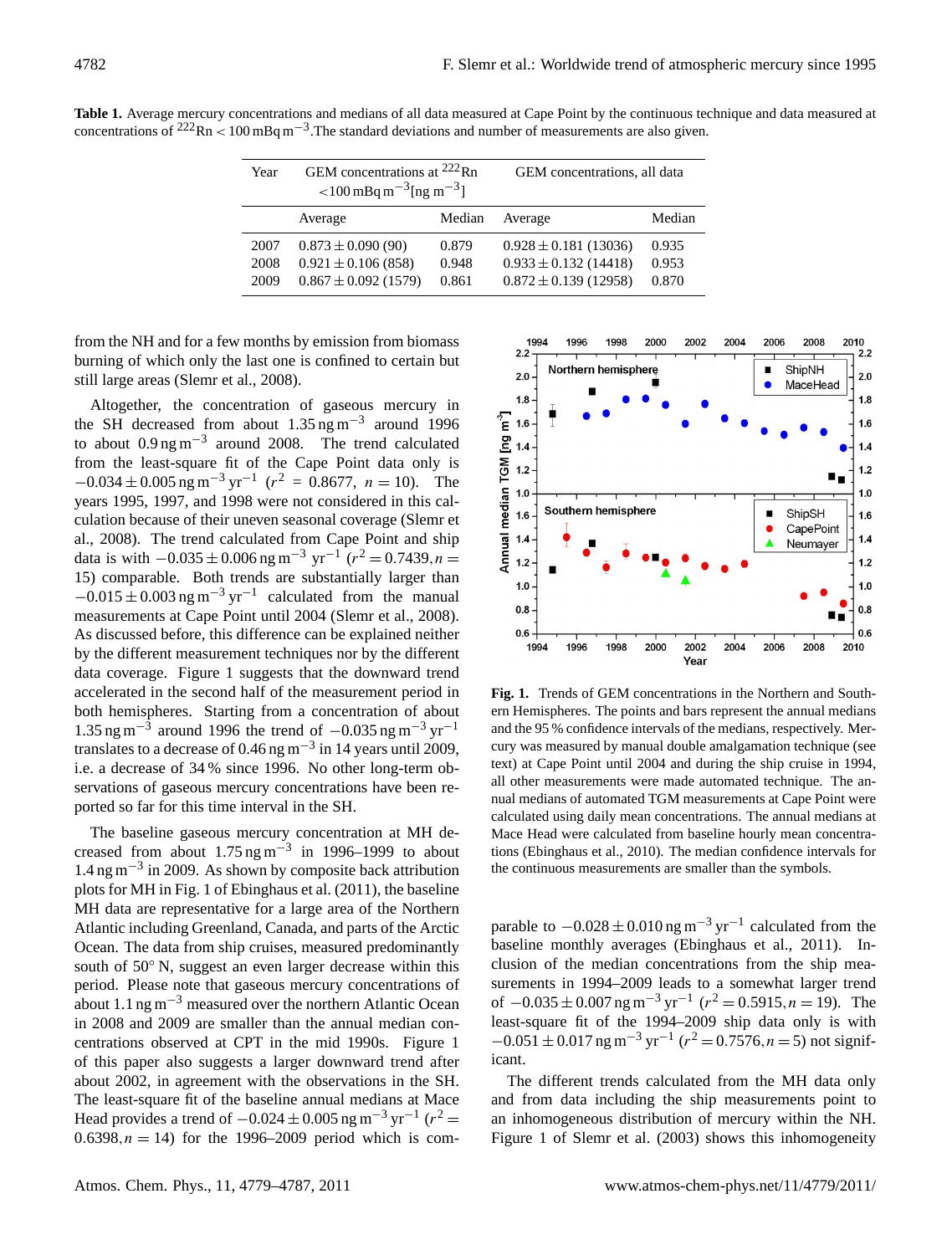**Table 1.** Average mercury concentrations and medians of all data measured at Cape Point by the continuous technique and data measured at concentrations of $^{222}$Rn $< 100\,\mathrm{mBq\,m^{-3}}$. The standard deviations and number of measurements are also given.

| Year | GEM concentrations at $^{222}$Rn $<100\,\mathrm{mBq\,m^{-3}}$ [ng m$^{-3}$] | | GEM concentrations, all data | |
|---|---|---|---|---|
| | Average | Median | Average | Median |
| 2007 | $0.873 \pm 0.090$ (90) | 0.879 | $0.928 \pm 0.181$ (13036) | 0.935 |
| 2008 | $0.921 \pm 0.106$ (858) | 0.948 | $0.933 \pm 0.132$ (14418) | 0.953 |
| 2009 | $0.867 \pm 0.092$ (1579) | 0.861 | $0.872 \pm 0.139$ (12958) | 0.870 |

from the NH and for a few months by emission from biomass burning of which only the last one is confined to certain but still large areas (Slemr et al., 2008).

Altogether, the concentration of gaseous mercury in the SH decreased from about $1.35\,\mathrm{ng\,m^{-3}}$ around 1996 to about $0.9\,\mathrm{ng\,m^{-3}}$ around 2008. The trend calculated from the least-square fit of the Cape Point data only is $-0.034 \pm 0.005\,\mathrm{ng\,m^{-3}\,yr^{-1}}$ ($r^2 = 0.8677$, $n = 10$). The years 1995, 1997, and 1998 were not considered in this calculation because of their uneven seasonal coverage (Slemr et al., 2008). The trend calculated from Cape Point and ship data is with $-0.035 \pm 0.006\,\mathrm{ng\,m^{-3}\,yr^{-1}}$ ($r^2 = 0.7439, n = 15$) comparable. Both trends are substantially larger than $-0.015 \pm 0.003\,\mathrm{ng\,m^{-3}\,yr^{-1}}$ calculated from the manual measurements at Cape Point until 2004 (Slemr et al., 2008). As discussed before, this difference can be explained neither by the different measurement techniques nor by the different data coverage. Figure 1 suggests that the downward trend accelerated in the second half of the measurement period in both hemispheres. Starting from a concentration of about $1.35\,\mathrm{ng\,m^{-3}}$ around 1996 the trend of $-0.035\,\mathrm{ng\,m^{-3}\,yr^{-1}}$ translates to a decrease of $0.46\,\mathrm{ng\,m^{-3}}$ in 14 years until 2009, i.e. a decrease of 34 % since 1996. No other long-term observations of gaseous mercury concentrations have been reported so far for this time interval in the SH.

The baseline gaseous mercury concentration at MH decreased from about $1.75\,\mathrm{ng\,m^{-3}}$ in 1996–1999 to about $1.4\,\mathrm{ng\,m^{-3}}$ in 2009. As shown by composite back attribution plots for MH in Fig. 1 of Ebinghaus et al. (2011), the baseline MH data are representative for a large area of the Northern Atlantic including Greenland, Canada, and parts of the Arctic Ocean. The data from ship cruises, measured predominantly south of 50° N, suggest an even larger decrease within this period. Please note that gaseous mercury concentrations of about $1.1\,\mathrm{ng\,m^{-3}}$ measured over the northern Atlantic Ocean in 2008 and 2009 are smaller than the annual median concentrations observed at CPT in the mid 1990s. Figure 1 of this paper also suggests a larger downward trend after about 2002, in agreement with the observations in the SH. The least-square fit of the baseline annual medians at Mace Head provides a trend of $-0.024 \pm 0.005\,\mathrm{ng\,m^{-3}\,yr^{-1}}$ ($r^2 = 0.6398, n = 14$) for the 1996–2009 period which is comparable to $-0.028 \pm 0.010\,\mathrm{ng\,m^{-3}\,yr^{-1}}$ calculated from the baseline monthly averages (Ebinghaus et al., 2011). Inclusion of the median concentrations from the ship measurements in 1994–2009 leads to a somewhat larger trend of $-0.035 \pm 0.007\,\mathrm{ng\,m^{-3}\,yr^{-1}}$ ($r^2 = 0.5915, n = 19$). The least-square fit of the 1994–2009 ship data only is with $-0.051 \pm 0.017\,\mathrm{ng\,m^{-3}\,yr^{-1}}$ ($r^2 = 0.7576, n = 5$) not significant.

**Fig. 1.** Trends of GEM concentrations in the Northern and Southern Hemispheres. The points and bars represent the annual medians and the 95 % confidence intervals of the medians, respectively. Mercury was measured by manual double amalgamation technique (see text) at Cape Point until 2004 and during the ship cruise in 1994, all other measurements were made automated technique. The annual medians of automated TGM measurements at Cape Point were calculated using daily mean concentrations. The annual medians at Mace Head were calculated from baseline hourly mean concentrations (Ebinghaus et al., 2010). The median confidence intervals for the continuous measurements are smaller than the symbols.

The different trends calculated from the MH data only and from data including the ship measurements point to an inhomogeneous distribution of mercury within the NH. Figure 1 of Slemr et al. (2003) shows this inhomogeneity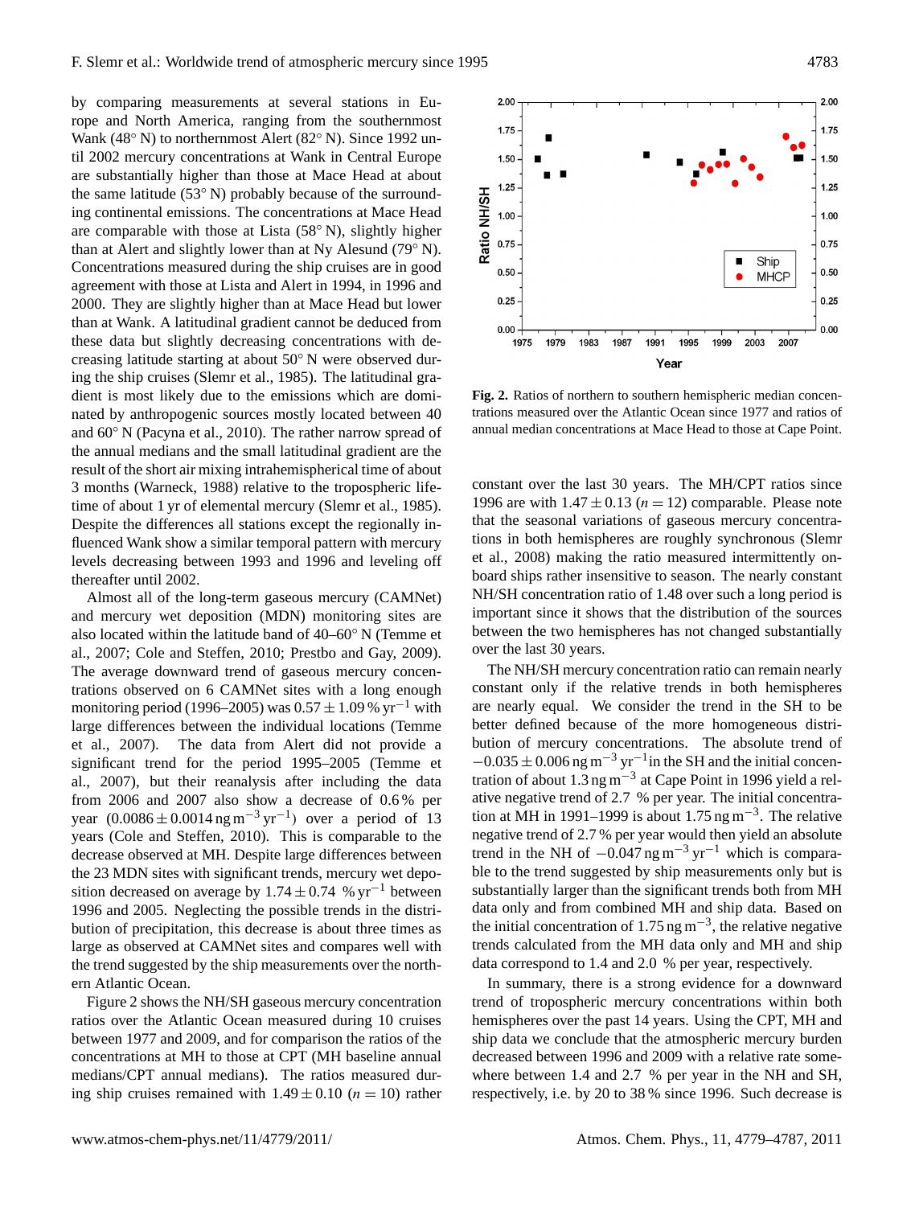by comparing measurements at several stations in Europe and North America, ranging from the southernmost Wank (48° N) to northernmost Alert (82° N). Since 1992 until 2002 mercury concentrations at Wank in Central Europe are substantially higher than those at Mace Head at about the same latitude (53° N) probably because of the surrounding continental emissions. The concentrations at Mace Head are comparable with those at Lista (58° N), slightly higher than at Alert and slightly lower than at Ny Alesund (79° N). Concentrations measured during the ship cruises are in good agreement with those at Lista and Alert in 1994, in 1996 and 2000. They are slightly higher than at Mace Head but lower than at Wank. A latitudinal gradient cannot be deduced from these data but slightly decreasing concentrations with decreasing latitude starting at about 50° N were observed during the ship cruises (Slemr et al., 1985). The latitudinal gradient is most likely due to the emissions which are dominated by anthropogenic sources mostly located between 40 and 60° N (Pacyna et al., 2010). The rather narrow spread of the annual medians and the small latitudinal gradient are the result of the short air mixing intrahemispherical time of about 3 months (Warneck, 1988) relative to the tropospheric lifetime of about 1 yr of elemental mercury (Slemr et al., 1985). Despite the differences all stations except the regionally influenced Wank show a similar temporal pattern with mercury levels decreasing between 1993 and 1996 and leveling off thereafter until 2002.

Almost all of the long-term gaseous mercury (CAMNet) and mercury wet deposition (MDN) monitoring sites are also located within the latitude band of 40–60° N (Temme et al., 2007; Cole and Steffen, 2010; Prestbo and Gay, 2009). The average downward trend of gaseous mercury concentrations observed on 6 CAMNet sites with a long enough monitoring period (1996–2005) was $0.57 \pm 1.09\,\%\,\mathrm{yr}^{-1}$ with large differences between the individual locations (Temme et al., 2007). The data from Alert did not provide a significant trend for the period 1995–2005 (Temme et al., 2007), but their reanalysis after including the data from 2006 and 2007 also show a decrease of 0.6 % per year ($0.0086 \pm 0.0014\,\mathrm{ng\,m^{-3}\,yr^{-1}}$) over a period of 13 years (Cole and Steffen, 2010). This is comparable to the decrease observed at MH. Despite large differences between the 23 MDN sites with significant trends, mercury wet deposition decreased on average by $1.74 \pm 0.74\,\%\,\mathrm{yr}^{-1}$ between 1996 and 2005. Neglecting the possible trends in the distribution of precipitation, this decrease is about three times as large as observed at CAMNet sites and compares well with the trend suggested by the ship measurements over the northern Atlantic Ocean.

Figure 2 shows the NH/SH gaseous mercury concentration ratios over the Atlantic Ocean measured during 10 cruises between 1977 and 2009, and for comparison the ratios of the concentrations at MH to those at CPT (MH baseline annual medians/CPT annual medians). The ratios measured during ship cruises remained with $1.49 \pm 0.10$ ($n = 10$) rather

**Fig. 2.** Ratios of northern to southern hemispheric median concentrations measured over the Atlantic Ocean since 1977 and ratios of annual median concentrations at Mace Head to those at Cape Point.

constant over the last 30 years. The MH/CPT ratios since 1996 are with $1.47 \pm 0.13$ ($n = 12$) comparable. Please note that the seasonal variations of gaseous mercury concentrations in both hemispheres are roughly synchronous (Slemr et al., 2008) making the ratio measured intermittently onboard ships rather insensitive to season. The nearly constant NH/SH concentration ratio of 1.48 over such a long period is important since it shows that the distribution of the sources between the two hemispheres has not changed substantially over the last 30 years.

The NH/SH mercury concentration ratio can remain nearly constant only if the relative trends in both hemispheres are nearly equal. We consider the trend in the SH to be better defined because of the more homogeneous distribution of mercury concentrations. The absolute trend of $-0.035 \pm 0.006\,\mathrm{ng\,m^{-3}\,yr^{-1}}$ in the SH and the initial concentration of about $1.3\,\mathrm{ng\,m^{-3}}$ at Cape Point in 1996 yield a relative negative trend of 2.7 % per year. The initial concentration at MH in 1991–1999 is about $1.75\,\mathrm{ng\,m^{-3}}$. The relative negative trend of 2.7 % per year would then yield an absolute trend in the NH of $-0.047\,\mathrm{ng\,m^{-3}\,yr^{-1}}$ which is comparable to the trend suggested by ship measurements only but is substantially larger than the significant trends both from MH data only and from combined MH and ship data. Based on the initial concentration of $1.75\,\mathrm{ng\,m^{-3}}$, the relative negative trends calculated from the MH data only and MH and ship data correspond to 1.4 and 2.0 % per year, respectively.

In summary, there is a strong evidence for a downward trend of tropospheric mercury concentrations within both hemispheres over the past 14 years. Using the CPT, MH and ship data we conclude that the atmospheric mercury burden decreased between 1996 and 2009 with a relative rate somewhere between 1.4 and 2.7 % per year in the NH and SH, respectively, i.e. by 20 to 38 % since 1996. Such decrease is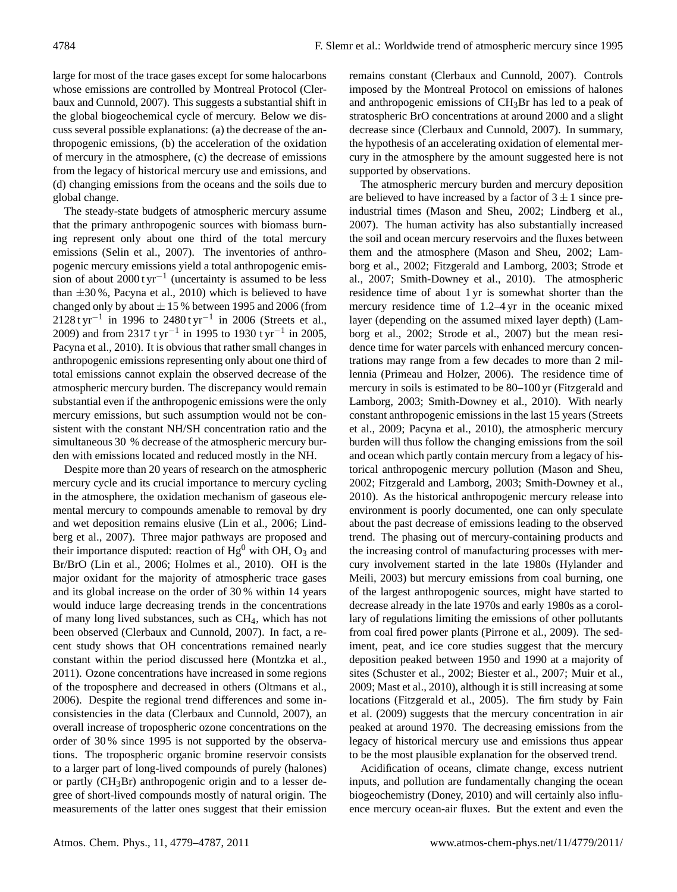large for most of the trace gases except for some halocarbons whose emissions are controlled by Montreal Protocol (Clerbaux and Cunnold, 2007). This suggests a substantial shift in the global biogeochemical cycle of mercury. Below we discuss several possible explanations: (a) the decrease of the anthropogenic emissions, (b) the acceleration of the oxidation of mercury in the atmosphere, (c) the decrease of emissions from the legacy of historical mercury use and emissions, and (d) changing emissions from the oceans and the soils due to global change.

The steady-state budgets of atmospheric mercury assume that the primary anthropogenic sources with biomass burning represent only about one third of the total mercury emissions (Selin et al., 2007). The inventories of anthropogenic mercury emissions yield a total anthropogenic emission of about 2000 t $yr^{-1}$ (uncertainty is assumed to be less than $\pm$30 %, Pacyna et al., 2010) which is believed to have changed only by about $\pm$ 15 % between 1995 and 2006 (from 2128 t $yr^{-1}$ in 1996 to 2480 t $yr^{-1}$ in 2006 (Streets et al., 2009) and from 2317 t $yr^{-1}$ in 1995 to 1930 t $yr^{-1}$ in 2005, Pacyna et al., 2010). It is obvious that rather small changes in anthropogenic emissions representing only about one third of total emissions cannot explain the observed decrease of the atmospheric mercury burden. The discrepancy would remain substantial even if the anthropogenic emissions were the only mercury emissions, but such assumption would not be consistent with the constant NH/SH concentration ratio and the simultaneous 30 % decrease of the atmospheric mercury burden with emissions located and reduced mostly in the NH.

Despite more than 20 years of research on the atmospheric mercury cycle and its crucial importance to mercury cycling in the atmosphere, the oxidation mechanism of gaseous elemental mercury to compounds amenable to removal by dry and wet deposition remains elusive (Lin et al., 2006; Lindberg et al., 2007). Three major pathways are proposed and their importance disputed: reaction of $Hg^0$ with OH, $O_3$ and Br/BrO (Lin et al., 2006; Holmes et al., 2010). OH is the major oxidant for the majority of atmospheric trace gases and its global increase on the order of 30 % within 14 years would induce large decreasing trends in the concentrations of many long lived substances, such as $CH_4$, which has not been observed (Clerbaux and Cunnold, 2007). In fact, a recent study shows that OH concentrations remained nearly constant within the period discussed here (Montzka et al., 2011). Ozone concentrations have increased in some regions of the troposphere and decreased in others (Oltmans et al., 2006). Despite the regional trend differences and some inconsistencies in the data (Clerbaux and Cunnold, 2007), an overall increase of tropospheric ozone concentrations on the order of 30 % since 1995 is not supported by the observations. The tropospheric organic bromine reservoir consists to a larger part of long-lived compounds of purely (halones) or partly ($CH_3Br$) anthropogenic origin and to a lesser degree of short-lived compounds mostly of natural origin. The measurements of the latter ones suggest that their emission remains constant (Clerbaux and Cunnold, 2007). Controls imposed by the Montreal Protocol on emissions of halones and anthropogenic emissions of $CH_3Br$ has led to a peak of stratospheric BrO concentrations at around 2000 and a slight decrease since (Clerbaux and Cunnold, 2007). In summary, the hypothesis of an accelerating oxidation of elemental mercury in the atmosphere by the amount suggested here is not supported by observations.

The atmospheric mercury burden and mercury deposition are believed to have increased by a factor of $3 \pm 1$ since pre-industrial times (Mason and Sheu, 2002; Lindberg et al., 2007). The human activity has also substantially increased the soil and ocean mercury reservoirs and the fluxes between them and the atmosphere (Mason and Sheu, 2002; Lamborg et al., 2002; Fitzgerald and Lamborg, 2003; Strode et al., 2007; Smith-Downey et al., 2010). The atmospheric residence time of about 1 yr is somewhat shorter than the mercury residence time of 1.2–4 yr in the oceanic mixed layer (depending on the assumed mixed layer depth) (Lamborg et al., 2002; Strode et al., 2007) but the mean residence time for water parcels with enhanced mercury concentrations may range from a few decades to more than 2 millennia (Primeau and Holzer, 2006). The residence time of mercury in soils is estimated to be 80–100 yr (Fitzgerald and Lamborg, 2003; Smith-Downey et al., 2010). With nearly constant anthropogenic emissions in the last 15 years (Streets et al., 2009; Pacyna et al., 2010), the atmospheric mercury burden will thus follow the changing emissions from the soil and ocean which partly contain mercury from a legacy of historical anthropogenic mercury pollution (Mason and Sheu, 2002; Fitzgerald and Lamborg, 2003; Smith-Downey et al., 2010). As the historical anthropogenic mercury release into environment is poorly documented, one can only speculate about the past decrease of emissions leading to the observed trend. The phasing out of mercury-containing products and the increasing control of manufacturing processes with mercury involvement started in the late 1980s (Hylander and Meili, 2003) but mercury emissions from coal burning, one of the largest anthropogenic sources, might have started to decrease already in the late 1970s and early 1980s as a corollary of regulations limiting the emissions of other pollutants from coal fired power plants (Pirrone et al., 2009). The sediment, peat, and ice core studies suggest that the mercury deposition peaked between 1950 and 1990 at a majority of sites (Schuster et al., 2002; Biester et al., 2007; Muir et al., 2009; Mast et al., 2010), although it is still increasing at some locations (Fitzgerald et al., 2005). The firn study by Fain et al. (2009) suggests that the mercury concentration in air peaked at around 1970. The decreasing emissions from the legacy of historical mercury use and emissions thus appear to be the most plausible explanation for the observed trend.

Acidification of oceans, climate change, excess nutrient inputs, and pollution are fundamentally changing the ocean biogeochemistry (Doney, 2010) and will certainly also influence mercury ocean-air fluxes. But the extent and even the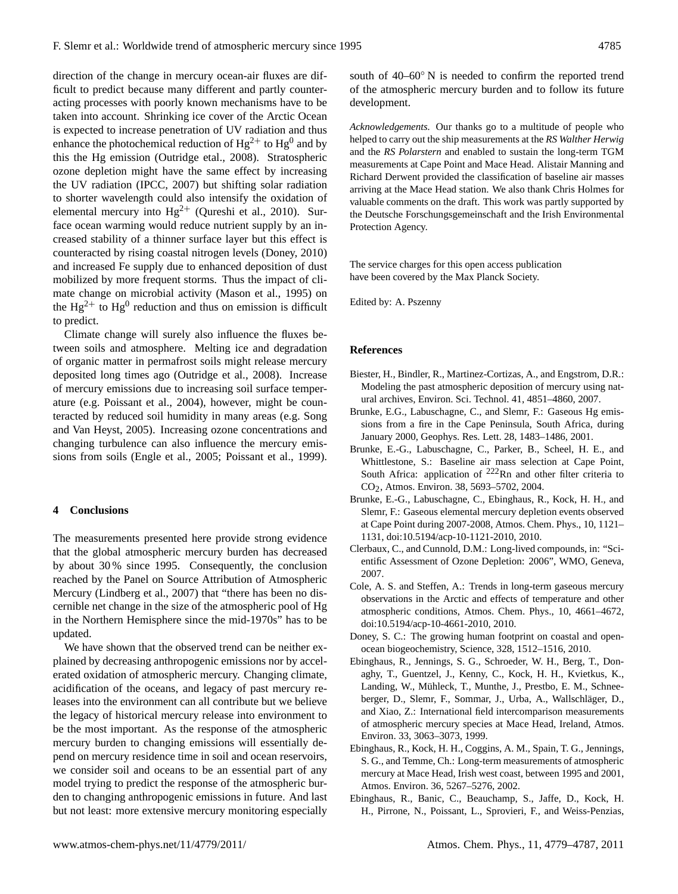direction of the change in mercury ocean-air fluxes are difficult to predict because many different and partly counteracting processes with poorly known mechanisms have to be taken into account. Shrinking ice cover of the Arctic Ocean is expected to increase penetration of UV radiation and thus enhance the photochemical reduction of $Hg^{2+}$ to $Hg^0$ and by this the Hg emission (Outridge etal., 2008). Stratospheric ozone depletion might have the same effect by increasing the UV radiation (IPCC, 2007) but shifting solar radiation to shorter wavelength could also intensify the oxidation of elemental mercury into $Hg^{2+}$ (Qureshi et al., 2010). Surface ocean warming would reduce nutrient supply by an increased stability of a thinner surface layer but this effect is counteracted by rising coastal nitrogen levels (Doney, 2010) and increased Fe supply due to enhanced deposition of dust mobilized by more frequent storms. Thus the impact of climate change on microbial activity (Mason et al., 1995) on the $Hg^{2+}$ to $Hg^0$ reduction and thus on emission is difficult to predict.

Climate change will surely also influence the fluxes between soils and atmosphere. Melting ice and degradation of organic matter in permafrost soils might release mercury deposited long times ago (Outridge et al., 2008). Increase of mercury emissions due to increasing soil surface temperature (e.g. Poissant et al., 2004), however, might be counteracted by reduced soil humidity in many areas (e.g. Song and Van Heyst, 2005). Increasing ozone concentrations and changing turbulence can also influence the mercury emissions from soils (Engle et al., 2005; Poissant et al., 1999).

## 4 Conclusions

The measurements presented here provide strong evidence that the global atmospheric mercury burden has decreased by about 30 % since 1995. Consequently, the conclusion reached by the Panel on Source Attribution of Atmospheric Mercury (Lindberg et al., 2007) that "there has been no discernible net change in the size of the atmospheric pool of Hg in the Northern Hemisphere since the mid-1970s" has to be updated.

We have shown that the observed trend can be neither explained by decreasing anthropogenic emissions nor by accelerated oxidation of atmospheric mercury. Changing climate, acidification of the oceans, and legacy of past mercury releases into the environment can all contribute but we believe the legacy of historical mercury release into environment to be the most important. As the response of the atmospheric mercury burden to changing emissions will essentially depend on mercury residence time in soil and ocean reservoirs, we consider soil and oceans to be an essential part of any model trying to predict the response of the atmospheric burden to changing anthropogenic emissions in future. And last but not least: more extensive mercury monitoring especially south of 40–60° N is needed to confirm the reported trend of the atmospheric mercury burden and to follow its future development.

*Acknowledgements.* Our thanks go to a multitude of people who helped to carry out the ship measurements at the *RS Walther Herwig* and the *RS Polarstern* and enabled to sustain the long-term TGM measurements at Cape Point and Mace Head. Alistair Manning and Richard Derwent provided the classification of baseline air masses arriving at the Mace Head station. We also thank Chris Holmes for valuable comments on the draft. This work was partly supported by the Deutsche Forschungsgemeinschaft and the Irish Environmental Protection Agency.

The service charges for this open access publication have been covered by the Max Planck Society.

Edited by: A. Pszenny

## References

Biester, H., Bindler, R., Martinez-Cortizas, A., and Engstrom, D.R.: Modeling the past atmospheric deposition of mercury using natural archives, Environ. Sci. Technol. 41, 4851–4860, 2007.

Brunke, E.G., Labuschagne, C., and Slemr, F.: Gaseous Hg emissions from a fire in the Cape Peninsula, South Africa, during January 2000, Geophys. Res. Lett. 28, 1483–1486, 2001.

Brunke, E.-G., Labuschagne, C., Parker, B., Scheel, H. E., and Whittlestone, S.: Baseline air mass selection at Cape Point, South Africa: application of $^{222}$Rn and other filter criteria to $CO_2$, Atmos. Environ. 38, 5693–5702, 2004.

Brunke, E.-G., Labuschagne, C., Ebinghaus, R., Kock, H. H., and Slemr, F.: Gaseous elemental mercury depletion events observed at Cape Point during 2007-2008, Atmos. Chem. Phys., 10, 1121–1131, doi:10.5194/acp-10-1121-2010, 2010.

Clerbaux, C., and Cunnold, D.M.: Long-lived compounds, in: "Scientific Assessment of Ozone Depletion: 2006", WMO, Geneva, 2007.

Cole, A. S. and Steffen, A.: Trends in long-term gaseous mercury observations in the Arctic and effects of temperature and other atmospheric conditions, Atmos. Chem. Phys., 10, 4661–4672, doi:10.5194/acp-10-4661-2010, 2010.

Doney, S. C.: The growing human footprint on coastal and open-ocean biogeochemistry, Science, 328, 1512–1516, 2010.

Ebinghaus, R., Jennings, S. G., Schroeder, W. H., Berg, T., Donaghy, T., Guentzel, J., Kenny, C., Kock, H. H., Kvietkus, K., Landing, W., Mühleck, T., Munthe, J., Prestbo, E. M., Schneeberger, D., Slemr, F., Sommar, J., Urba, A., Wallschläger, D., and Xiao, Z.: International field intercomparison measurements of atmospheric mercury species at Mace Head, Ireland, Atmos. Environ. 33, 3063–3073, 1999.

Ebinghaus, R., Kock, H. H., Coggins, A. M., Spain, T. G., Jennings, S. G., and Temme, Ch.: Long-term measurements of atmospheric mercury at Mace Head, Irish west coast, between 1995 and 2001, Atmos. Environ. 36, 5267–5276, 2002.

Ebinghaus, R., Banic, C., Beauchamp, S., Jaffe, D., Kock, H. H., Pirrone, N., Poissant, L., Sprovieri, F., and Weiss-Penzias,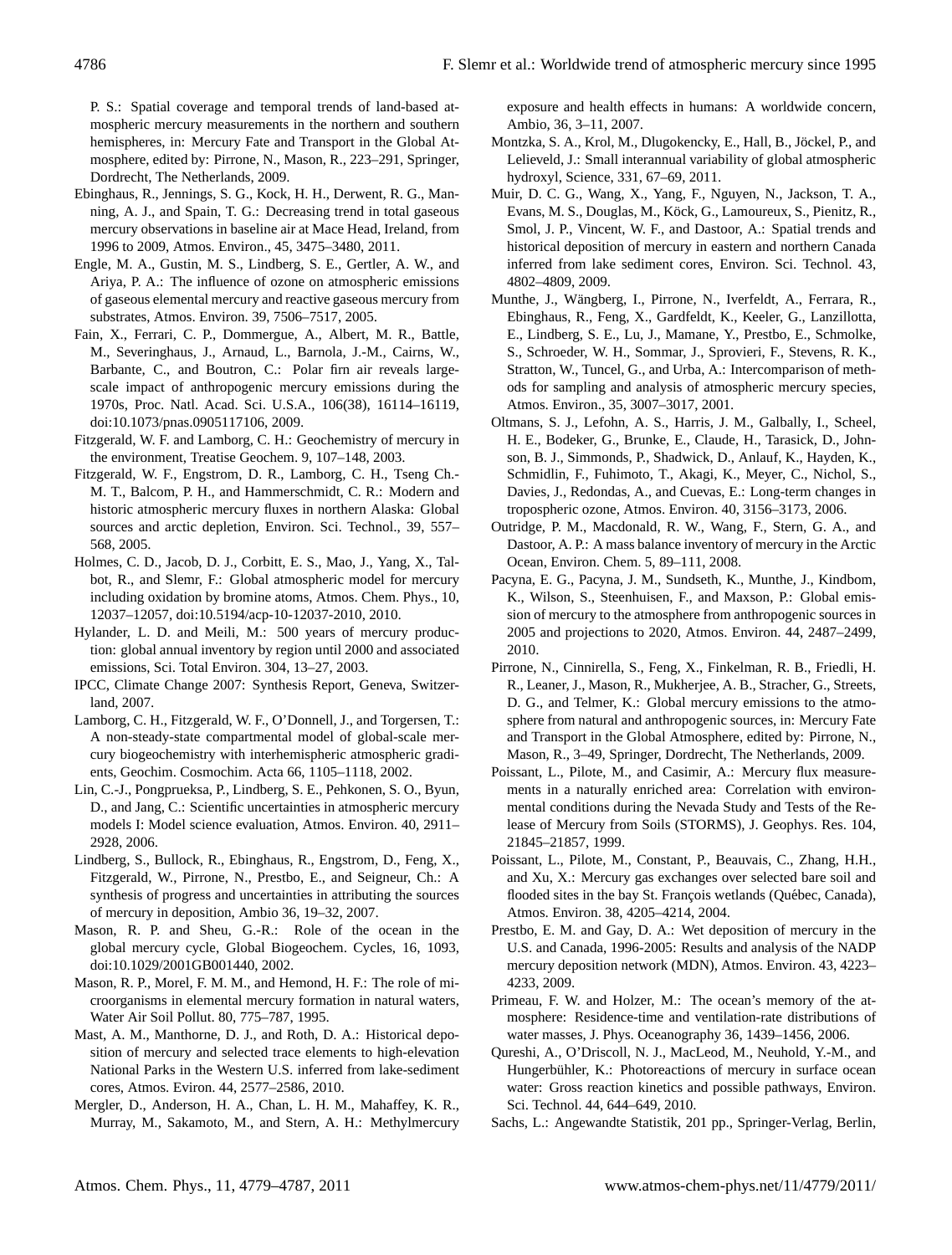P. S.: Spatial coverage and temporal trends of land-based atmospheric mercury measurements in the northern and southern hemispheres, in: Mercury Fate and Transport in the Global Atmosphere, edited by: Pirrone, N., Mason, R., 223–291, Springer, Dordrecht, The Netherlands, 2009.

Ebinghaus, R., Jennings, S. G., Kock, H. H., Derwent, R. G., Manning, A. J., and Spain, T. G.: Decreasing trend in total gaseous mercury observations in baseline air at Mace Head, Ireland, from 1996 to 2009, Atmos. Environ., 45, 3475–3480, 2011.

Engle, M. A., Gustin, M. S., Lindberg, S. E., Gertler, A. W., and Ariya, P. A.: The influence of ozone on atmospheric emissions of gaseous elemental mercury and reactive gaseous mercury from substrates, Atmos. Environ. 39, 7506–7517, 2005.

Fain, X., Ferrari, C. P., Dommergue, A., Albert, M. R., Battle, M., Severinghaus, J., Arnaud, L., Barnola, J.-M., Cairns, W., Barbante, C., and Boutron, C.: Polar firn air reveals large-scale impact of anthropogenic mercury emissions during the 1970s, Proc. Natl. Acad. Sci. U.S.A., 106(38), 16114–16119, doi:10.1073/pnas.0905117106, 2009.

Fitzgerald, W. F. and Lamborg, C. H.: Geochemistry of mercury in the environment, Treatise Geochem. 9, 107–148, 2003.

Fitzgerald, W. F., Engstrom, D. R., Lamborg, C. H., Tseng Ch.-M. T., Balcom, P. H., and Hammerschmidt, C. R.: Modern and historic atmospheric mercury fluxes in northern Alaska: Global sources and arctic depletion, Environ. Sci. Technol., 39, 557–568, 2005.

Holmes, C. D., Jacob, D. J., Corbitt, E. S., Mao, J., Yang, X., Talbot, R., and Slemr, F.: Global atmospheric model for mercury including oxidation by bromine atoms, Atmos. Chem. Phys., 10, 12037–12057, doi:10.5194/acp-10-12037-2010, 2010.

Hylander, L. D. and Meili, M.: 500 years of mercury production: global annual inventory by region until 2000 and associated emissions, Sci. Total Environ. 304, 13–27, 2003.

IPCC, Climate Change 2007: Synthesis Report, Geneva, Switzerland, 2007.

Lamborg, C. H., Fitzgerald, W. F., O'Donnell, J., and Torgersen, T.: A non-steady-state compartmental model of global-scale mercury biogeochemistry with interhemispheric atmospheric gradients, Geochim. Cosmochim. Acta 66, 1105–1118, 2002.

Lin, C.-J., Pongprueksa, P., Lindberg, S. E., Pehkonen, S. O., Byun, D., and Jang, C.: Scientific uncertainties in atmospheric mercury models I: Model science evaluation, Atmos. Environ. 40, 2911–2928, 2006.

Lindberg, S., Bullock, R., Ebinghaus, R., Engstrom, D., Feng, X., Fitzgerald, W., Pirrone, N., Prestbo, E., and Seigneur, Ch.: A synthesis of progress and uncertainties in attributing the sources of mercury in deposition, Ambio 36, 19–32, 2007.

Mason, R. P. and Sheu, G.-R.: Role of the ocean in the global mercury cycle, Global Biogeochem. Cycles, 16, 1093, doi:10.1029/2001GB001440, 2002.

Mason, R. P., Morel, F. M. M., and Hemond, H. F.: The role of microorganisms in elemental mercury formation in natural waters, Water Air Soil Pollut. 80, 775–787, 1995.

Mast, A. M., Manthorne, D. J., and Roth, D. A.: Historical deposition of mercury and selected trace elements to high-elevation National Parks in the Western U.S. inferred from lake-sediment cores, Atmos. Eviron. 44, 2577–2586, 2010.

Mergler, D., Anderson, H. A., Chan, L. H. M., Mahaffey, K. R., Murray, M., Sakamoto, M., and Stern, A. H.: Methylmercury exposure and health effects in humans: A worldwide concern, Ambio, 36, 3–11, 2007.

Montzka, S. A., Krol, M., Dlugokencky, E., Hall, B., Jöckel, P., and Lelieveld, J.: Small interannual variability of global atmospheric hydroxyl, Science, 331, 67–69, 2011.

Muir, D. C. G., Wang, X., Yang, F., Nguyen, N., Jackson, T. A., Evans, M. S., Douglas, M., Köck, G., Lamoureux, S., Pienitz, R., Smol, J. P., Vincent, W. F., and Dastoor, A.: Spatial trends and historical deposition of mercury in eastern and northern Canada inferred from lake sediment cores, Environ. Sci. Technol. 43, 4802–4809, 2009.

Munthe, J., Wängberg, I., Pirrone, N., Iverfeldt, A., Ferrara, R., Ebinghaus, R., Feng, X., Gardfeldt, K., Keeler, G., Lanzillotta, E., Lindberg, S. E., Lu, J., Mamane, Y., Prestbo, E., Schmolke, S., Schroeder, W. H., Sommar, J., Sprovieri, F., Stevens, R. K., Stratton, W., Tuncel, G., and Urba, A.: Intercomparison of methods for sampling and analysis of atmospheric mercury species, Atmos. Environ., 35, 3007–3017, 2001.

Oltmans, S. J., Lefohn, A. S., Harris, J. M., Galbally, I., Scheel, H. E., Bodeker, G., Brunke, E., Claude, H., Tarasick, D., Johnson, B. J., Simmonds, P., Shadwick, D., Anlauf, K., Hayden, K., Schmidlin, F., Fuhimoto, T., Akagi, K., Meyer, C., Nichol, S., Davies, J., Redondas, A., and Cuevas, E.: Long-term changes in tropospheric ozone, Atmos. Environ. 40, 3156–3173, 2006.

Outridge, P. M., Macdonald, R. W., Wang, F., Stern, G. A., and Dastoor, A. P.: A mass balance inventory of mercury in the Arctic Ocean, Environ. Chem. 5, 89–111, 2008.

Pacyna, E. G., Pacyna, J. M., Sundseth, K., Munthe, J., Kindbom, K., Wilson, S., Steenhuisen, F., and Maxson, P.: Global emission of mercury to the atmosphere from anthropogenic sources in 2005 and projections to 2020, Atmos. Environ. 44, 2487–2499, 2010.

Pirrone, N., Cinnirella, S., Feng, X., Finkelman, R. B., Friedli, H. R., Leaner, J., Mason, R., Mukherjee, A. B., Stracher, G., Streets, D. G., and Telmer, K.: Global mercury emissions to the atmosphere from natural and anthropogenic sources, in: Mercury Fate and Transport in the Global Atmosphere, edited by: Pirrone, N., Mason, R., 3–49, Springer, Dordrecht, The Netherlands, 2009.

Poissant, L., Pilote, M., and Casimir, A.: Mercury flux measurements in a naturally enriched area: Correlation with environmental conditions during the Nevada Study and Tests of the Release of Mercury from Soils (STORMS), J. Geophys. Res. 104, 21845–21857, 1999.

Poissant, L., Pilote, M., Constant, P., Beauvais, C., Zhang, H.H., and Xu, X.: Mercury gas exchanges over selected bare soil and flooded sites in the bay St. François wetlands (Québec, Canada), Atmos. Environ. 38, 4205–4214, 2004.

Prestbo, E. M. and Gay, D. A.: Wet deposition of mercury in the U.S. and Canada, 1996-2005: Results and analysis of the NADP mercury deposition network (MDN), Atmos. Environ. 43, 4223–4233, 2009.

Primeau, F. W. and Holzer, M.: The ocean's memory of the atmosphere: Residence-time and ventilation-rate distributions of water masses, J. Phys. Oceanography 36, 1439–1456, 2006.

Qureshi, A., O'Driscoll, N. J., MacLeod, M., Neuhold, Y.-M., and Hungerbühler, K.: Photoreactions of mercury in surface ocean water: Gross reaction kinetics and possible pathways, Environ. Sci. Technol. 44, 644–649, 2010.

Sachs, L.: Angewandte Statistik, 201 pp., Springer-Verlag, Berlin,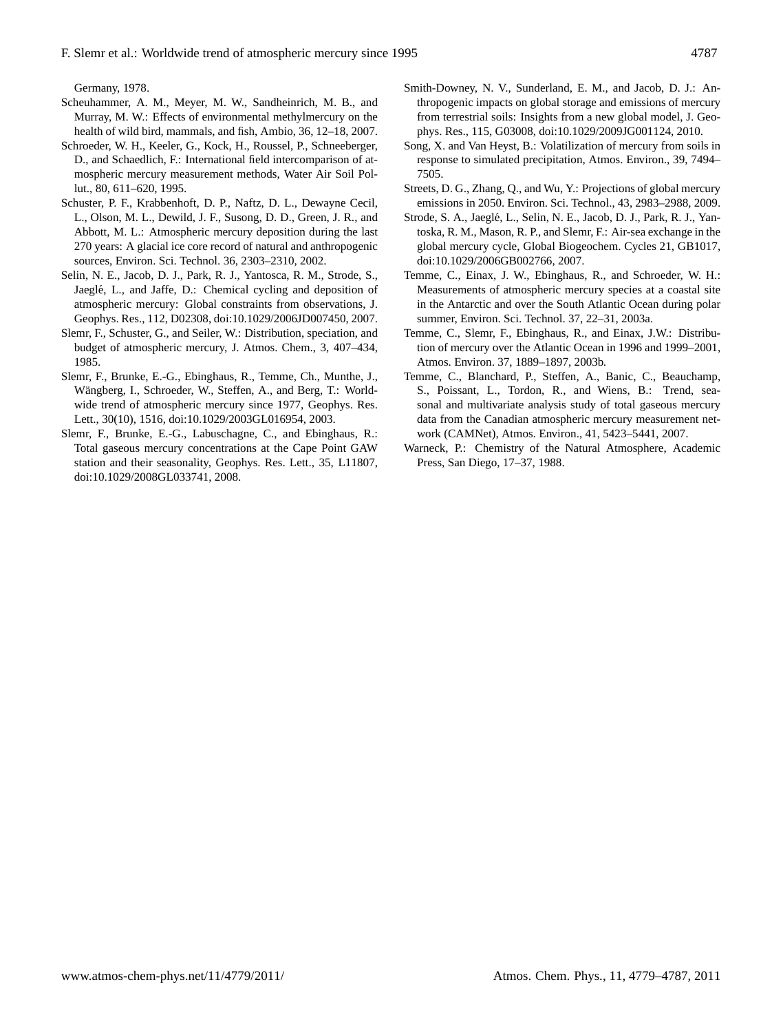Germany, 1978.

Scheuhammer, A. M., Meyer, M. W., Sandheinrich, M. B., and Murray, M. W.: Effects of environmental methylmercury on the health of wild bird, mammals, and fish, Ambio, 36, 12–18, 2007.

Schroeder, W. H., Keeler, G., Kock, H., Roussel, P., Schneeberger, D., and Schaedlich, F.: International field intercomparison of atmospheric mercury measurement methods, Water Air Soil Pollut., 80, 611–620, 1995.

Schuster, P. F., Krabbenhoft, D. P., Naftz, D. L., Dewayne Cecil, L., Olson, M. L., Dewild, J. F., Susong, D. D., Green, J. R., and Abbott, M. L.: Atmospheric mercury deposition during the last 270 years: A glacial ice core record of natural and anthropogenic sources, Environ. Sci. Technol. 36, 2303–2310, 2002.

Selin, N. E., Jacob, D. J., Park, R. J., Yantosca, R. M., Strode, S., Jaeglé, L., and Jaffe, D.: Chemical cycling and deposition of atmospheric mercury: Global constraints from observations, J. Geophys. Res., 112, D02308, doi:10.1029/2006JD007450, 2007.

Slemr, F., Schuster, G., and Seiler, W.: Distribution, speciation, and budget of atmospheric mercury, J. Atmos. Chem., 3, 407–434, 1985.

Slemr, F., Brunke, E.-G., Ebinghaus, R., Temme, Ch., Munthe, J., Wängberg, I., Schroeder, W., Steffen, A., and Berg, T.: Worldwide trend of atmospheric mercury since 1977, Geophys. Res. Lett., 30(10), 1516, doi:10.1029/2003GL016954, 2003.

Slemr, F., Brunke, E.-G., Labuschagne, C., and Ebinghaus, R.: Total gaseous mercury concentrations at the Cape Point GAW station and their seasonality, Geophys. Res. Lett., 35, L11807, doi:10.1029/2008GL033741, 2008.

Smith-Downey, N. V., Sunderland, E. M., and Jacob, D. J.: Anthropogenic impacts on global storage and emissions of mercury from terrestrial soils: Insights from a new global model, J. Geophys. Res., 115, G03008, doi:10.1029/2009JG001124, 2010.

Song, X. and Van Heyst, B.: Volatilization of mercury from soils in response to simulated precipitation, Atmos. Environ., 39, 7494–7505.

Streets, D. G., Zhang, Q., and Wu, Y.: Projections of global mercury emissions in 2050. Environ. Sci. Technol., 43, 2983–2988, 2009.

Strode, S. A., Jaeglé, L., Selin, N. E., Jacob, D. J., Park, R. J., Yantoska, R. M., Mason, R. P., and Slemr, F.: Air-sea exchange in the global mercury cycle, Global Biogeochem. Cycles 21, GB1017, doi:10.1029/2006GB002766, 2007.

Temme, C., Einax, J. W., Ebinghaus, R., and Schroeder, W. H.: Measurements of atmospheric mercury species at a coastal site in the Antarctic and over the South Atlantic Ocean during polar summer, Environ. Sci. Technol. 37, 22–31, 2003a.

Temme, C., Slemr, F., Ebinghaus, R., and Einax, J.W.: Distribution of mercury over the Atlantic Ocean in 1996 and 1999–2001, Atmos. Environ. 37, 1889–1897, 2003b.

Temme, C., Blanchard, P., Steffen, A., Banic, C., Beauchamp, S., Poissant, L., Tordon, R., and Wiens, B.: Trend, seasonal and multivariate analysis study of total gaseous mercury data from the Canadian atmospheric mercury measurement network (CAMNet), Atmos. Environ., 41, 5423–5441, 2007.

Warneck, P.: Chemistry of the Natural Atmosphere, Academic Press, San Diego, 17–37, 1988.